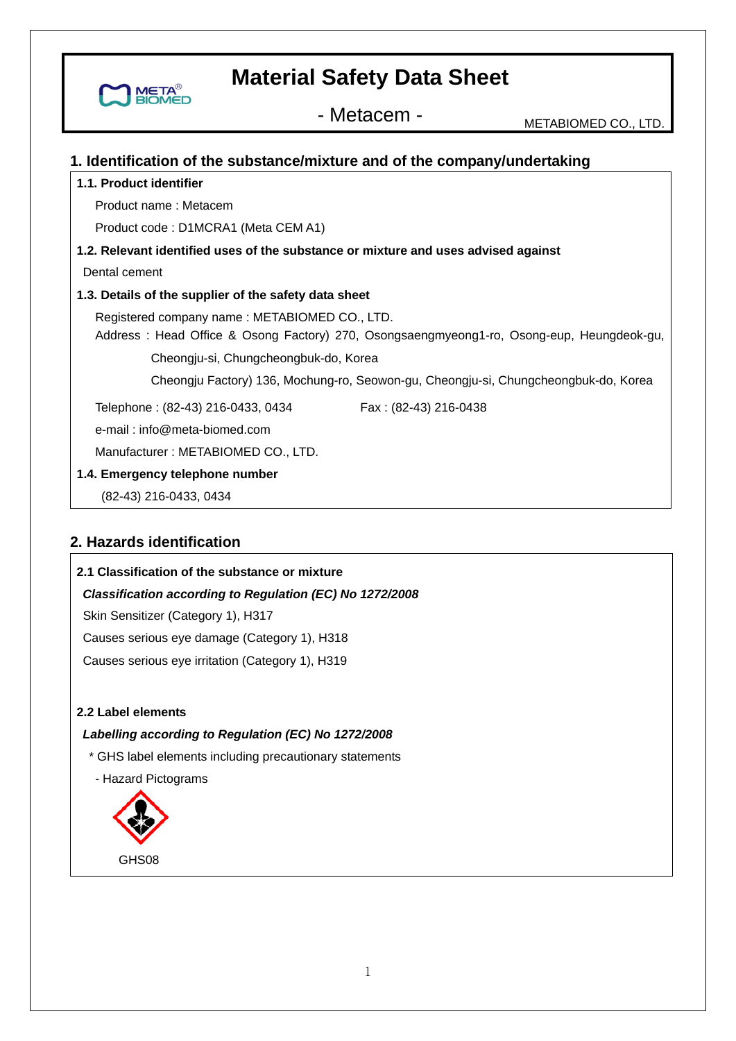# Material Safety Data Sheet

- Metacem -

METABIOMED CO., LTD.

## 1. Identification of the substance/mixture and of the company/undertaking

**1.1. Product identifier**

Product name : Metacem

Product code : D1MCRA1 (Meta CEM A1)

**1.2. Relevant identified uses of the substance or mixture and uses advised against**

Dental cement

**1.3. Details of the supplier of the safety data sheet**

Registered company name : METABIOMED CO., LTD.

Address : Head Office & Osong Factory) 270, Osongsaengmyeong1-ro, Osong-eup, Heungdeok-gu, Cheongju-si, Chungcheongbuk-do, Korea

Cheongju Factory) 136, Mochung-ro, Seowon-gu, Cheongju-si, Chungcheongbuk-do, Korea

Telephone : (82-43) 216-0433, 0434 Fax : (82-43) 216-0438

e-mail : info@meta-biomed.com

Manufacturer : METABIOMED CO., LTD.

**1.4. Emergency telephone number**

(82-43) 216-0433, 0434

## 2. Hazards identification

**2.1 Classification of the substance or mixture**

***Classification according to Regulation (EC) No 1272/2008***

Skin Sensitizer (Category 1), H317

Causes serious eye damage (Category 1), H318

Causes serious eye irritation (Category 1), H319

**2.2 Label elements**

***Labelling according to Regulation (EC) No 1272/2008***

\* GHS label elements including precautionary statements

- Hazard Pictograms

GHS08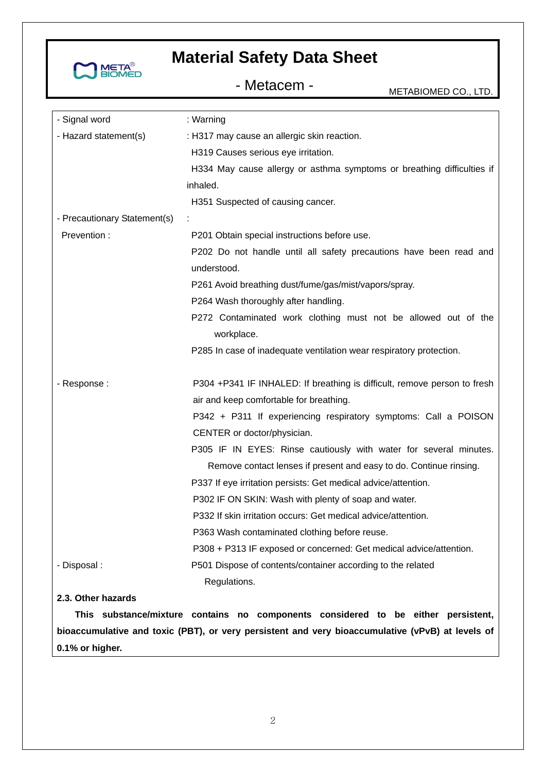| | |
|---|---|
| - Signal word | : Warning |
| - Hazard statement(s) | : H317 may cause an allergic skin reaction.<br>H319 Causes serious eye irritation.<br>H334 May cause allergy or asthma symptoms or breathing difficulties if inhaled.<br>H351 Suspected of causing cancer. |
| - Precautionary Statement(s) | : |
| Prevention : | P201 Obtain special instructions before use.<br>P202 Do not handle until all safety precautions have been read and understood.<br>P261 Avoid breathing dust/fume/gas/mist/vapors/spray.<br>P264 Wash thoroughly after handling.<br>P272 Contaminated work clothing must not be allowed out of the workplace.<br>P285 In case of inadequate ventilation wear respiratory protection. |
| - Response : | P304 +P341 IF INHALED: If breathing is difficult, remove person to fresh air and keep comfortable for breathing.<br>P342 + P311 If experiencing respiratory symptoms: Call a POISON CENTER or doctor/physician.<br>P305 IF IN EYES: Rinse cautiously with water for several minutes. Remove contact lenses if present and easy to do. Continue rinsing.<br>P337 If eye irritation persists: Get medical advice/attention.<br>P302 IF ON SKIN: Wash with plenty of soap and water.<br>P332 If skin irritation occurs: Get medical advice/attention.<br>P363 Wash contaminated clothing before reuse.<br>P308 + P313 IF exposed or concerned: Get medical advice/attention. |
| - Disposal : | P501 Dispose of contents/container according to the related Regulations. |

**2.3. Other hazards**

**This substance/mixture contains no components considered to be either persistent, bioaccumulative and toxic (PBT), or very persistent and very bioaccumulative (vPvB) at levels of 0.1% or higher.**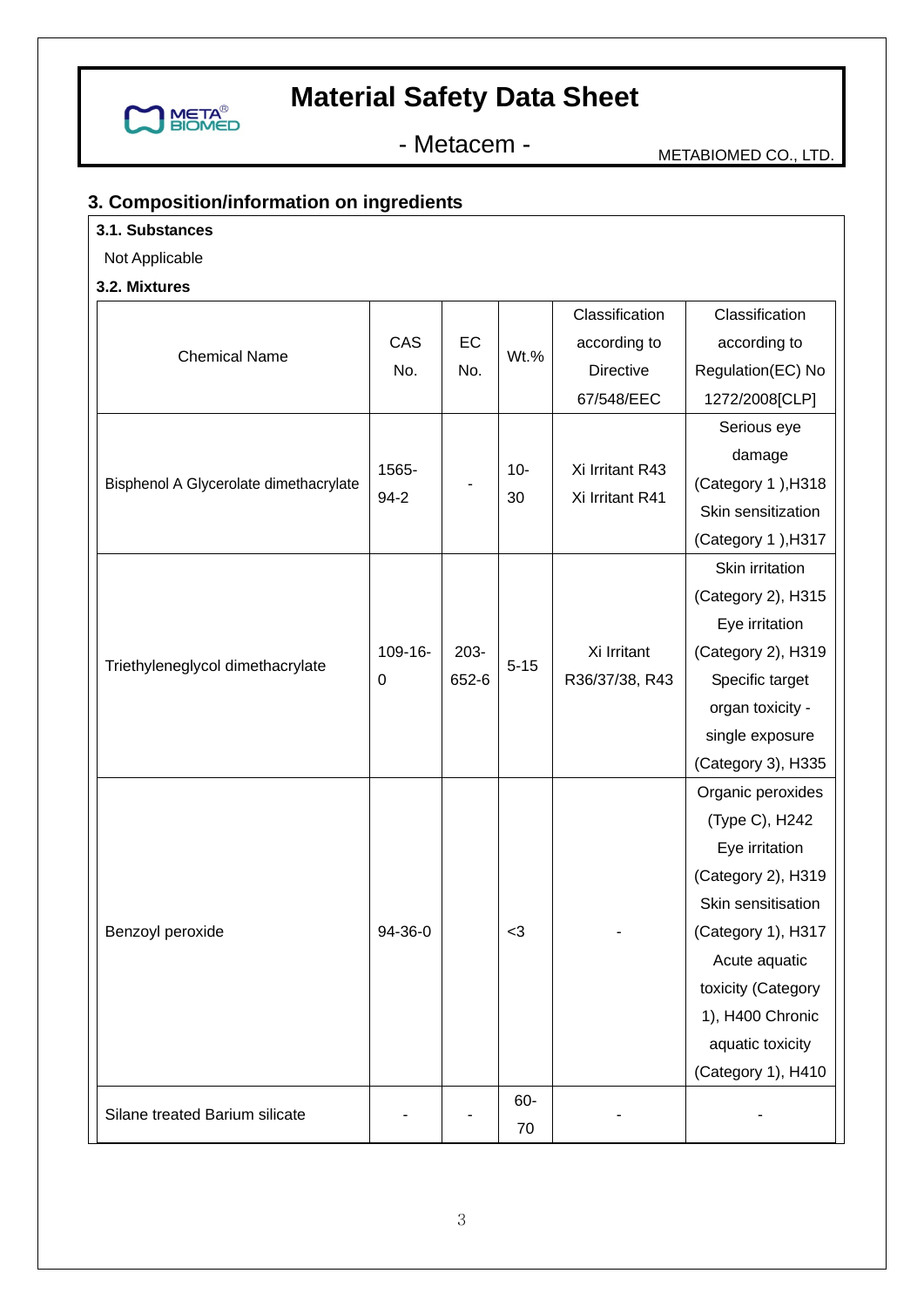# Material Safety Data Sheet

- Metacem -

METABIOMED CO., LTD.

## 3. Composition/information on ingredients

### 3.1. Substances

Not Applicable

### 3.2. Mixtures

| Chemical Name | CAS No. | EC No. | Wt.% | Classification according to Directive 67/548/EEC | Classification according to Regulation(EC) No 1272/2008[CLP] |
|---|---|---|---|---|---|
| Bisphenol A Glycerolate dimethacrylate | 1565-94-2 | - | 10-30 | Xi Irritant R43 Xi Irritant R41 | Serious eye damage (Category 1 ),H318 Skin sensitization (Category 1 ),H317 |
| Triethyleneglycol dimethacrylate | 109-16-0 | 203-652-6 | 5-15 | Xi Irritant R36/37/38, R43 | Skin irritation (Category 2), H315 Eye irritation (Category 2), H319 Specific target organ toxicity - single exposure (Category 3), H335 |
| Benzoyl peroxide | 94-36-0 | | <3 | - | Organic peroxides (Type C), H242 Eye irritation (Category 2), H319 Skin sensitisation (Category 1), H317 Acute aquatic toxicity (Category 1), H400 Chronic aquatic toxicity (Category 1), H410 |
| Silane treated Barium silicate | - | - | 60-70 | - | - |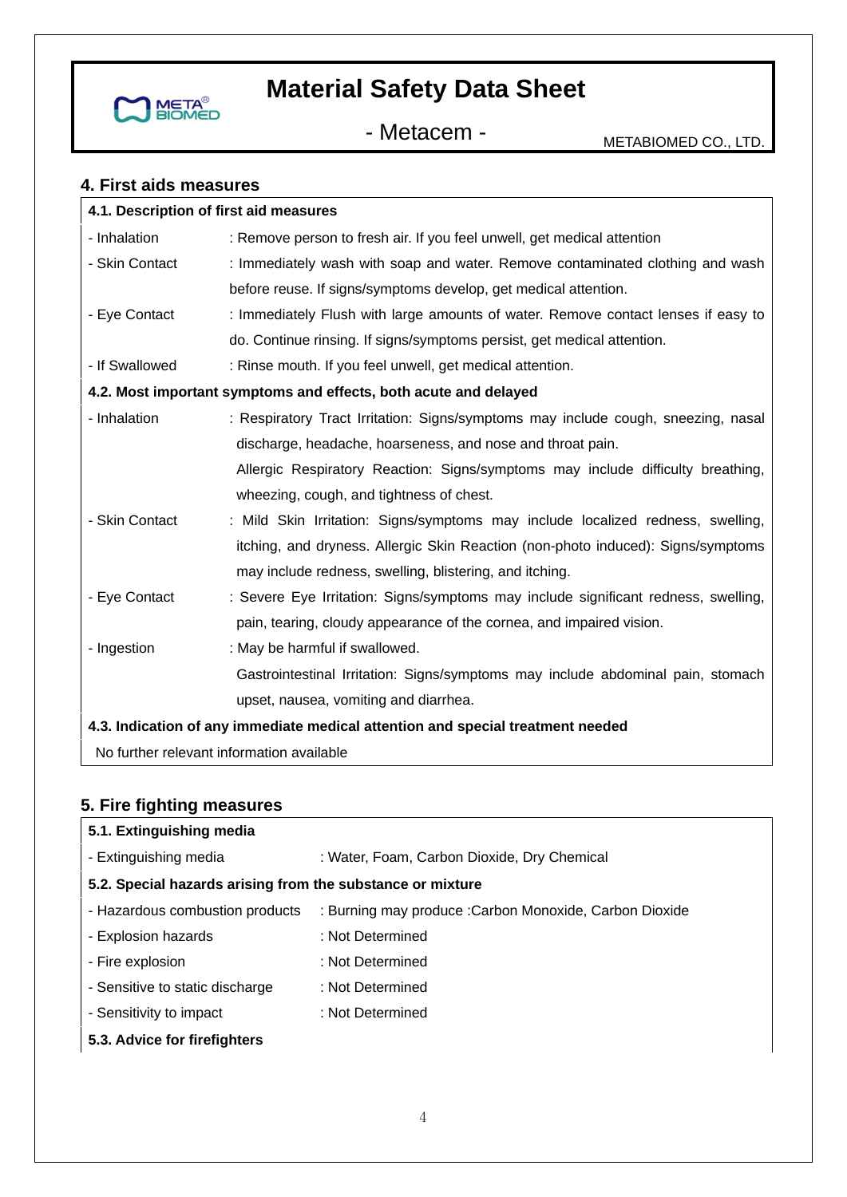## 4. First aids measures

**4.1. Description of first aid measures**

- Inhalation : Remove person to fresh air. If you feel unwell, get medical attention
- Skin Contact : Immediately wash with soap and water. Remove contaminated clothing and wash before reuse. If signs/symptoms develop, get medical attention.
- Eye Contact : Immediately Flush with large amounts of water. Remove contact lenses if easy to do. Continue rinsing. If signs/symptoms persist, get medical attention.
- If Swallowed : Rinse mouth. If you feel unwell, get medical attention.

**4.2. Most important symptoms and effects, both acute and delayed**

- Inhalation : Respiratory Tract Irritation: Signs/symptoms may include cough, sneezing, nasal discharge, headache, hoarseness, and nose and throat pain.
  Allergic Respiratory Reaction: Signs/symptoms may include difficulty breathing, wheezing, cough, and tightness of chest.
- Skin Contact : Mild Skin Irritation: Signs/symptoms may include localized redness, swelling, itching, and dryness. Allergic Skin Reaction (non-photo induced): Signs/symptoms may include redness, swelling, blistering, and itching.
- Eye Contact : Severe Eye Irritation: Signs/symptoms may include significant redness, swelling, pain, tearing, cloudy appearance of the cornea, and impaired vision.
- Ingestion : May be harmful if swallowed.
  Gastrointestinal Irritation: Signs/symptoms may include abdominal pain, stomach upset, nausea, vomiting and diarrhea.

**4.3. Indication of any immediate medical attention and special treatment needed**

No further relevant information available

## 5. Fire fighting measures

**5.1. Extinguishing media**

- Extinguishing media : Water, Foam, Carbon Dioxide, Dry Chemical

**5.2. Special hazards arising from the substance or mixture**

- Hazardous combustion products : Burning may produce :Carbon Monoxide, Carbon Dioxide
- Explosion hazards : Not Determined
- Fire explosion : Not Determined
- Sensitive to static discharge : Not Determined
- Sensitivity to impact : Not Determined

**5.3. Advice for firefighters**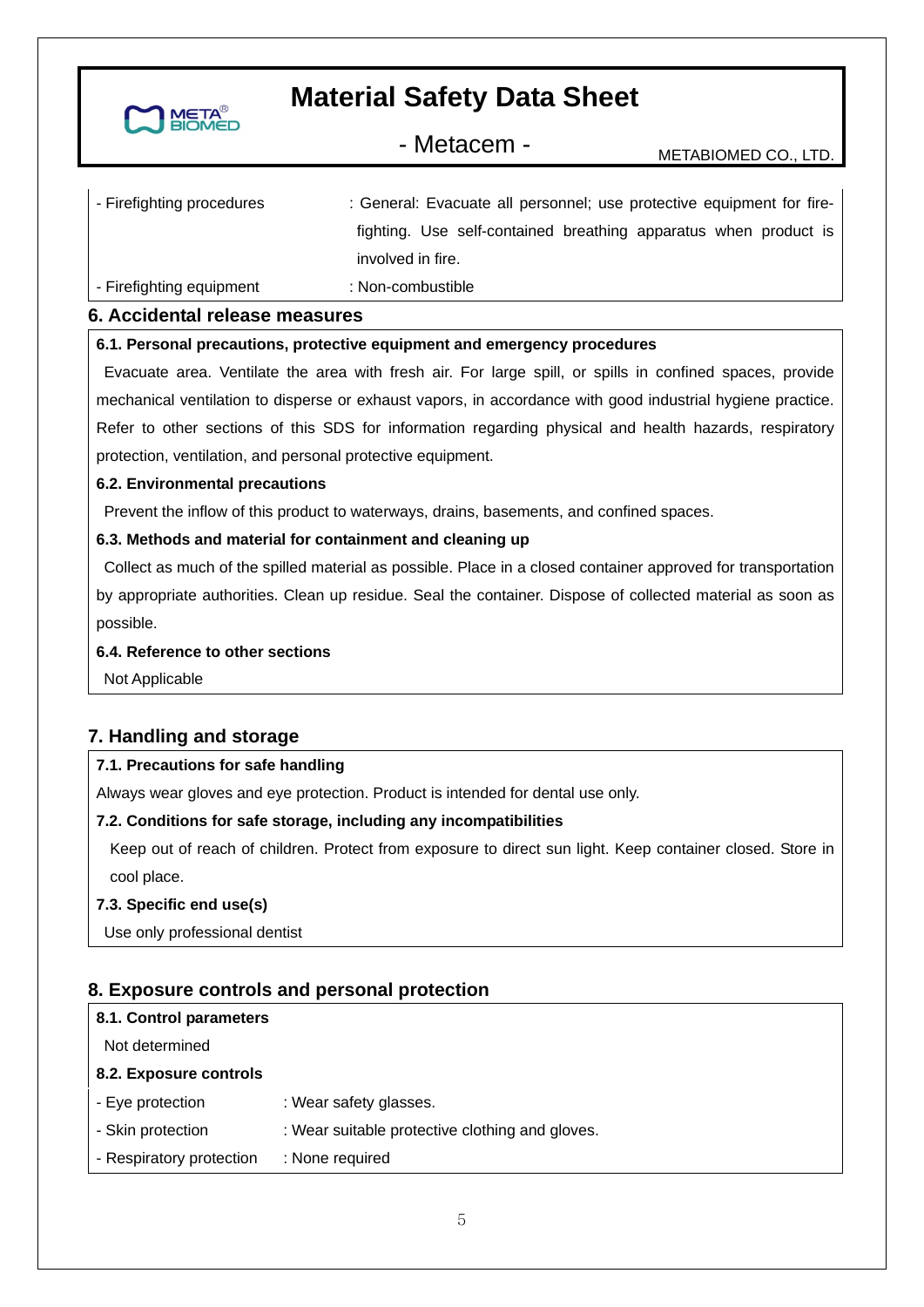| | |
|---|---|
| - Firefighting procedures | : General: Evacuate all personnel; use protective equipment for fire-fighting. Use self-contained breathing apparatus when product is involved in fire. |
| - Firefighting equipment | : Non-combustible |

## 6. Accidental release measures

**6.1. Personal precautions, protective equipment and emergency procedures**

Evacuate area. Ventilate the area with fresh air. For large spill, or spills in confined spaces, provide mechanical ventilation to disperse or exhaust vapors, in accordance with good industrial hygiene practice. Refer to other sections of this SDS for information regarding physical and health hazards, respiratory protection, ventilation, and personal protective equipment.

**6.2. Environmental precautions**

Prevent the inflow of this product to waterways, drains, basements, and confined spaces.

**6.3. Methods and material for containment and cleaning up**

Collect as much of the spilled material as possible. Place in a closed container approved for transportation by appropriate authorities. Clean up residue. Seal the container. Dispose of collected material as soon as possible.

**6.4. Reference to other sections**

Not Applicable

## 7. Handling and storage

**7.1. Precautions for safe handling**

Always wear gloves and eye protection. Product is intended for dental use only.

**7.2. Conditions for safe storage, including any incompatibilities**

Keep out of reach of children. Protect from exposure to direct sun light. Keep container closed. Store in cool place.

**7.3. Specific end use(s)**

Use only professional dentist

## 8. Exposure controls and personal protection

**8.1. Control parameters**

Not determined

**8.2. Exposure controls**

| | |
|---|---|
| - Eye protection | : Wear safety glasses. |
| - Skin protection | : Wear suitable protective clothing and gloves. |
| - Respiratory protection | : None required |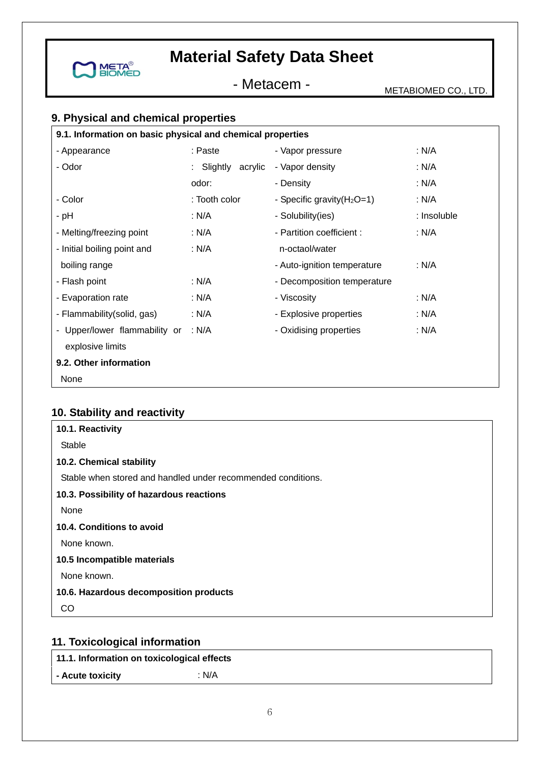## 9. Physical and chemical properties

| 9.1. Information on basic physical and chemical properties | | | |
|---|---|---|---|
| - Appearance | : Paste | - Vapor pressure | : N/A |
| - Odor | : Slightly acrylic odor: | - Vapor density | : N/A |
| | | - Density | : N/A |
| - Color | : Tooth color | - Specific gravity($H_2O$=1) | : N/A |
| - pH | : N/A | - Solubility(ies) | : Insoluble |
| - Melting/freezing point | : N/A | - Partition coefficient : n-octaol/water | : N/A |
| - Initial boiling point and boiling range | : N/A | - Auto-ignition temperature | : N/A |
| - Flash point | : N/A | - Decomposition temperature | |
| - Evaporation rate | : N/A | - Viscosity | : N/A |
| - Flammability(solid, gas) | : N/A | - Explosive properties | : N/A |
| - Upper/lower flammability or explosive limits | : N/A | - Oxidising properties | : N/A |

**9.2. Other information**

None

## 10. Stability and reactivity

**10.1. Reactivity**

Stable

**10.2. Chemical stability**

Stable when stored and handled under recommended conditions.

**10.3. Possibility of hazardous reactions**

None

**10.4. Conditions to avoid**

None known.

**10.5 Incompatible materials**

None known.

**10.6. Hazardous decomposition products**

CO

## 11. Toxicological information

**11.1. Information on toxicological effects**

**- Acute toxicity** : N/A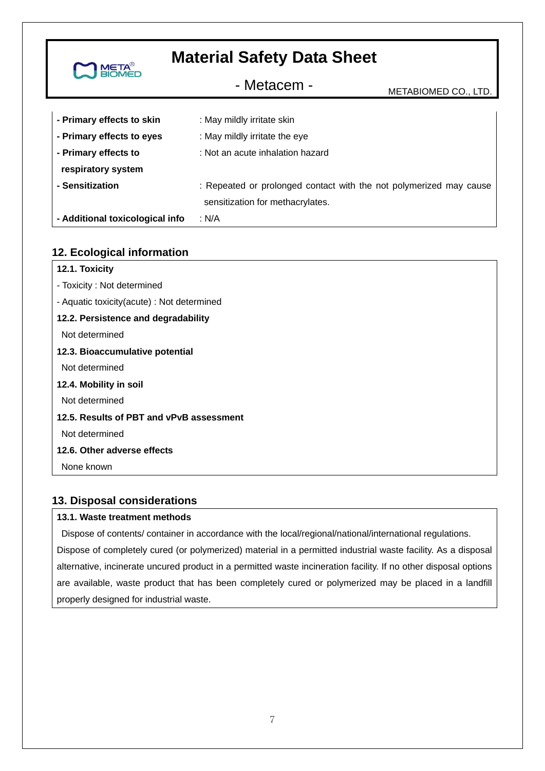| | |
|---|---|
| **- Primary effects to skin** | : May mildly irritate skin |
| **- Primary effects to eyes** | : May mildly irritate the eye |
| **- Primary effects to respiratory system** | : Not an acute inhalation hazard |
| **- Sensitization** | : Repeated or prolonged contact with the not polymerized may cause sensitization for methacrylates. |
| **- Additional toxicological info** | : N/A |

## 12. Ecological information

**12.1. Toxicity**

- Toxicity : Not determined
- Aquatic toxicity(acute) : Not determined

**12.2. Persistence and degradability**

Not determined

**12.3. Bioaccumulative potential**

Not determined

**12.4. Mobility in soil**

Not determined

**12.5. Results of PBT and vPvB assessment**

Not determined

**12.6. Other adverse effects**

None known

## 13. Disposal considerations

**13.1. Waste treatment methods**

Dispose of contents/ container in accordance with the local/regional/national/international regulations. Dispose of completely cured (or polymerized) material in a permitted industrial waste facility. As a disposal alternative, incinerate uncured product in a permitted waste incineration facility. If no other disposal options are available, waste product that has been completely cured or polymerized may be placed in a landfill properly designed for industrial waste.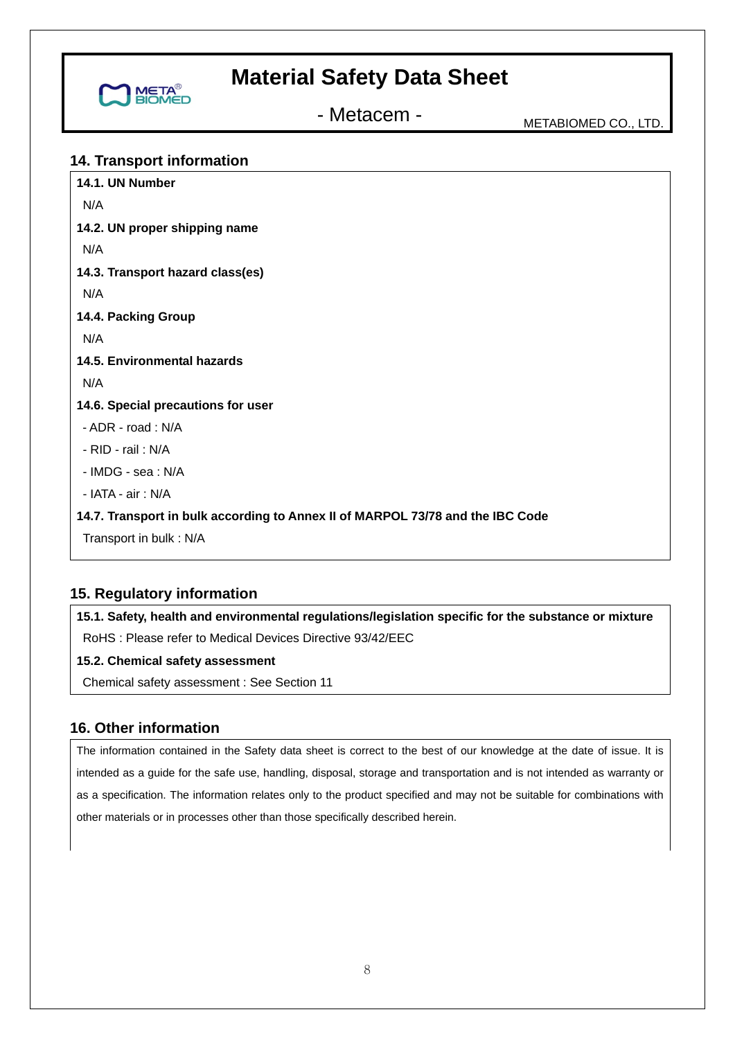## 14. Transport information

**14.1. UN Number**

N/A

**14.2. UN proper shipping name**

N/A

**14.3. Transport hazard class(es)**

N/A

**14.4. Packing Group**

N/A

**14.5. Environmental hazards**

N/A

**14.6. Special precautions for user**

- ADR - road : N/A
- RID - rail : N/A
- IMDG - sea : N/A
- IATA - air : N/A

**14.7. Transport in bulk according to Annex II of MARPOL 73/78 and the IBC Code**

Transport in bulk : N/A

## 15. Regulatory information

**15.1. Safety, health and environmental regulations/legislation specific for the substance or mixture**

RoHS : Please refer to Medical Devices Directive 93/42/EEC

**15.2. Chemical safety assessment**

Chemical safety assessment : See Section 11

## 16. Other information

The information contained in the Safety data sheet is correct to the best of our knowledge at the date of issue. It is intended as a guide for the safe use, handling, disposal, storage and transportation and is not intended as warranty or as a specification. The information relates only to the product specified and may not be suitable for combinations with other materials or in processes other than those specifically described herein.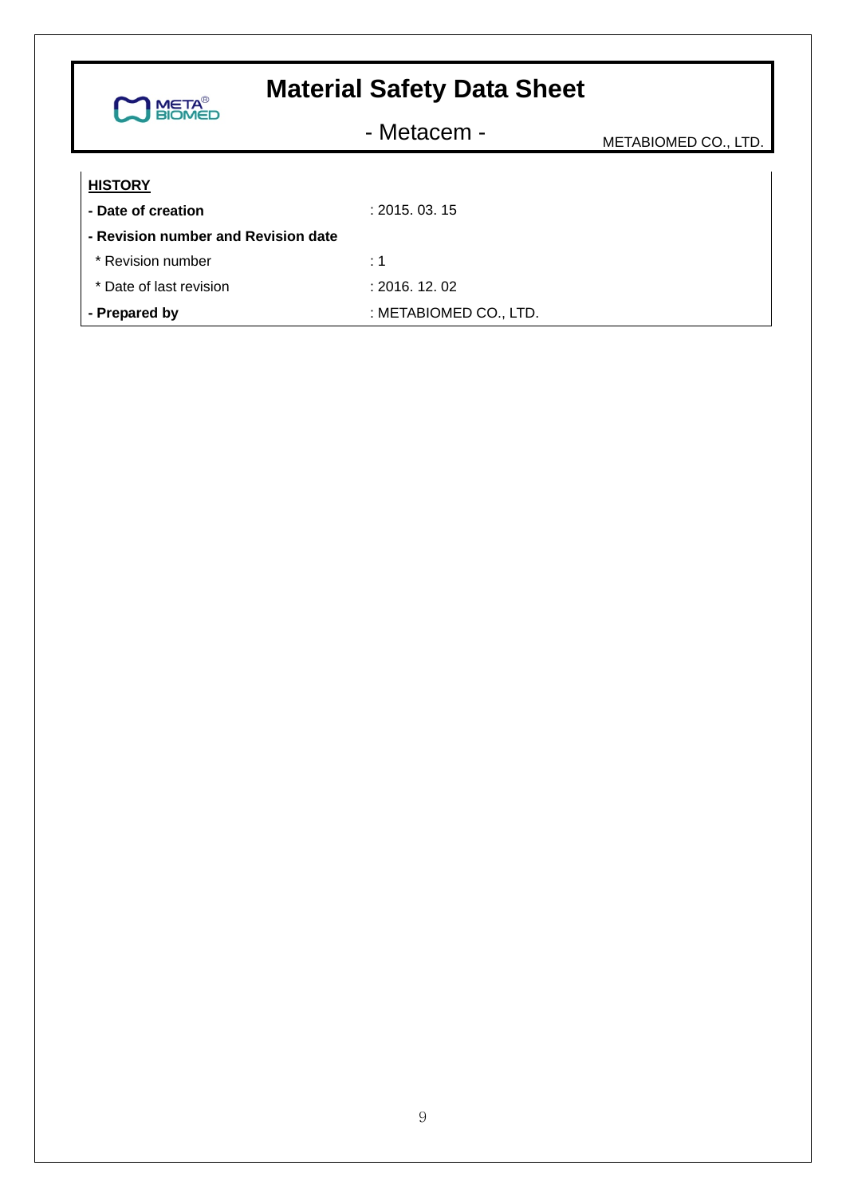**HISTORY**

**- Date of creation** : 2015. 03. 15

**- Revision number and Revision date**

* Revision number : 1

* Date of last revision : 2016. 12. 02

**- Prepared by** : METABIOMED CO., LTD.